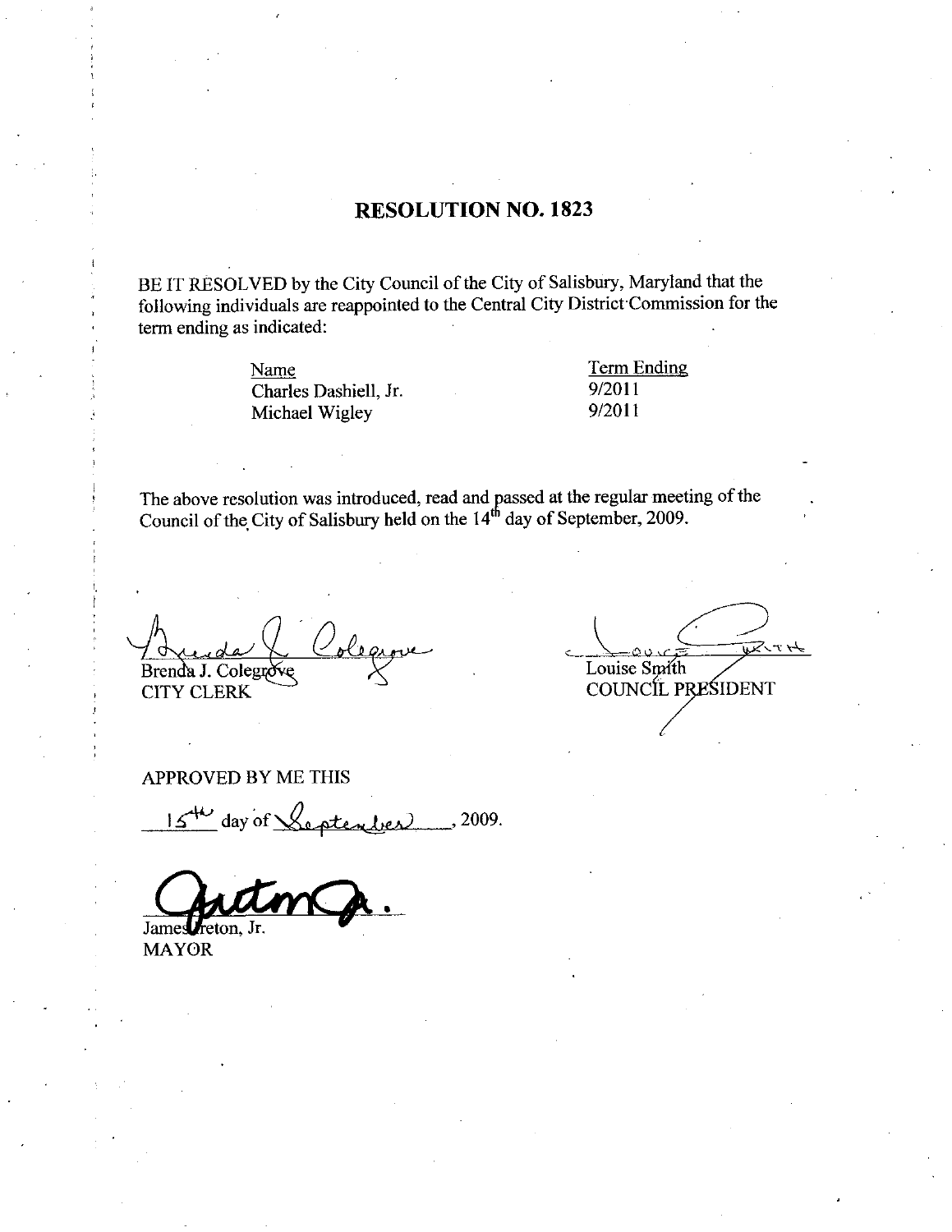# RESOLUTION NO. 1823

BE IT RESOLVED by the City Council of the City of Salisbury, Maryland that the following individuals are reappointed to the Central City District Commission for the term ending as indicated:

| Name | Term Ending |
|---|---|
| Charles Dashiell, Jr. | 9/2011 |
| Michael Wigley | 9/2011 |

The above resolution was introduced, read and passed at the regular meeting of the Council of the City of Salisbury held on the 14th day of September, 2009.

Brenda J. Colegrove
CITY CLERK

Louise Smith
COUNCIL PRESIDENT

APPROVED BY ME THIS

15th day of September, 2009.

James Ireton, Jr.
MAYOR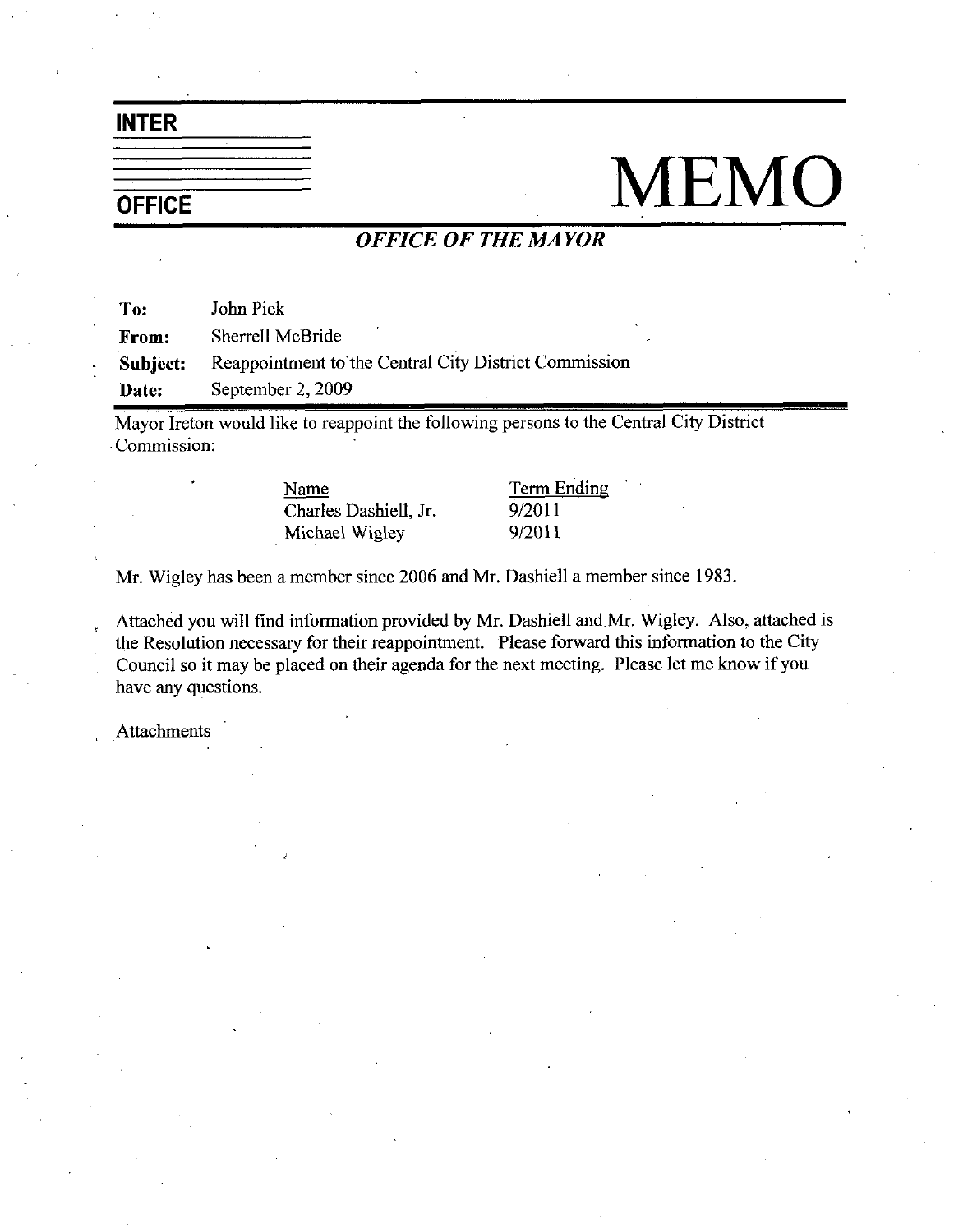# INTER OFFICE MEMO

## *OFFICE OF THE MAYOR*

| | |
|---|---|
| **To:** | John Pick |
| **From:** | Sherrell McBride |
| **Subject:** | Reappointment to the Central City District Commission |
| **Date:** | September 2, 2009 |

Mayor Ireton would like to reappoint the following persons to the Central City District Commission:

| Name | Term Ending |
|---|---|
| Charles Dashiell, Jr. | 9/2011 |
| Michael Wigley | 9/2011 |

Mr. Wigley has been a member since 2006 and Mr. Dashiell a member since 1983.

Attached you will find information provided by Mr. Dashiell and Mr. Wigley. Also, attached is the Resolution necessary for their reappointment. Please forward this information to the City Council so it may be placed on their agenda for the next meeting. Please let me know if you have any questions.

Attachments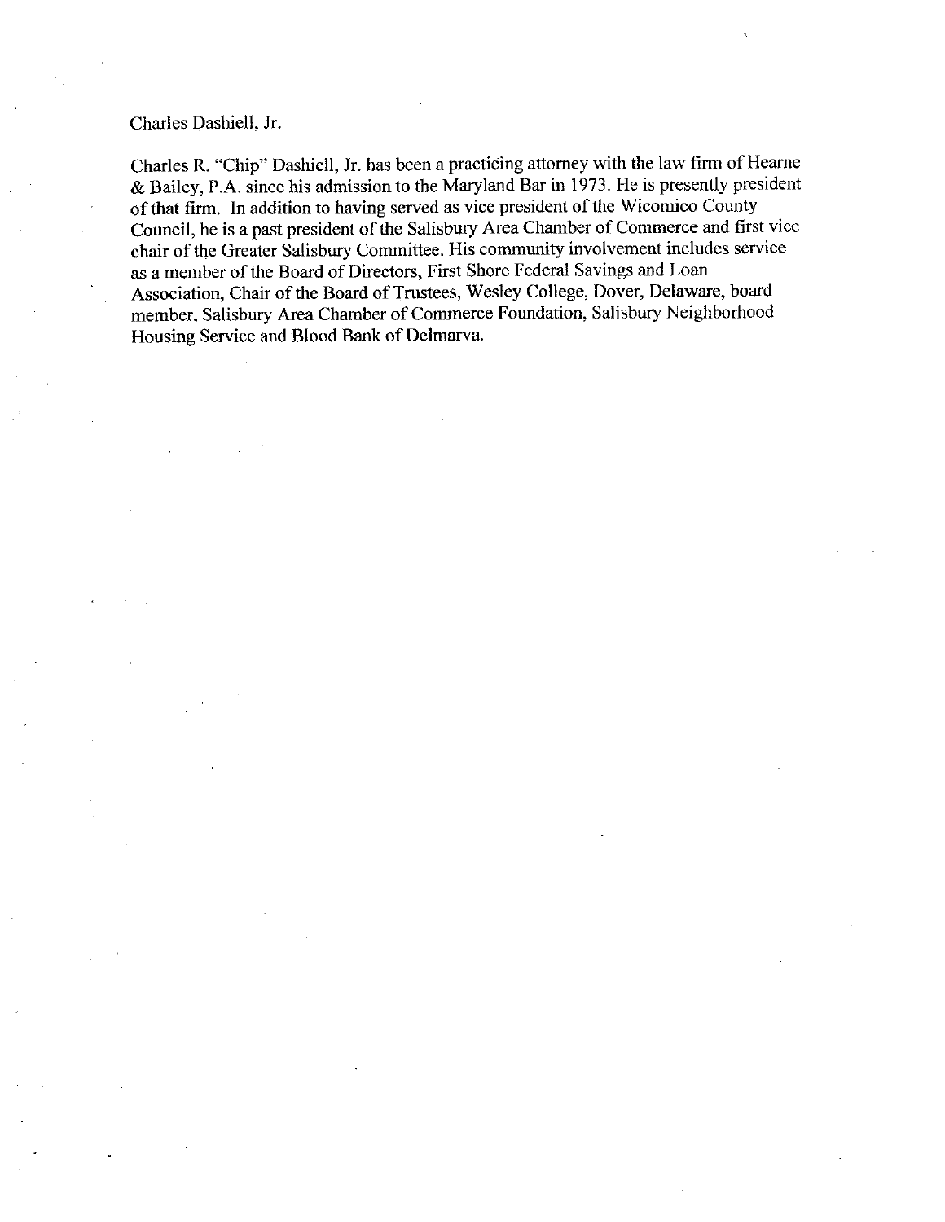Charles Dashiell, Jr.

Charles R. "Chip" Dashiell, Jr. has been a practicing attorney with the law firm of Hearne & Bailey, P.A. since his admission to the Maryland Bar in 1973. He is presently president of that firm. In addition to having served as vice president of the Wicomico County Council, he is a past president of the Salisbury Area Chamber of Commerce and first vice chair of the Greater Salisbury Committee. His community involvement includes service as a member of the Board of Directors, First Shore Federal Savings and Loan Association, Chair of the Board of Trustees, Wesley College, Dover, Delaware, board member, Salisbury Area Chamber of Commerce Foundation, Salisbury Neighborhood Housing Service and Blood Bank of Delmarva.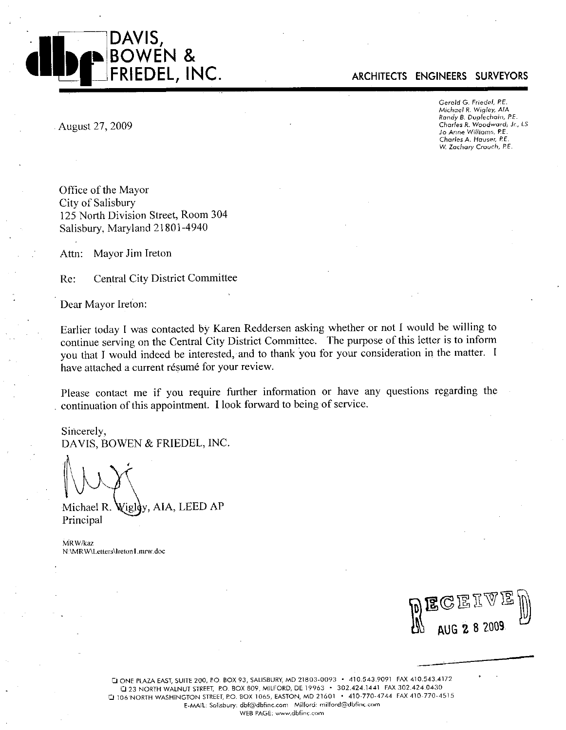# DAVIS, BOWEN & FRIEDEL, INC.

**ARCHITECTS ENGINEERS SURVEYORS**

Gerald G. Friedel, P.E.
Michael R. Wigley, AIA
Randy B. Duplechain, P.E.
Charles R. Woodward, Jr., LS
Jo Anne Williams, P.E.
Charles A. Hauser, P.E.
W. Zachary Crouch, P.E.

August 27, 2009

Office of the Mayor
City of Salisbury
125 North Division Street, Room 304
Salisbury, Maryland 21801-4940

Attn: Mayor Jim Ireton

Re: Central City District Committee

Dear Mayor Ireton:

Earlier today I was contacted by Karen Reddersen asking whether or not I would be willing to continue serving on the Central City District Committee. The purpose of this letter is to inform you that I would indeed be interested, and to thank you for your consideration in the matter. I have attached a current résumé for your review.

Please contact me if you require further information or have any questions regarding the continuation of this appointment. I look forward to being of service.

Sincerely,
DAVIS, BOWEN & FRIEDEL, INC.

Michael R. Wigley, AIA, LEED AP
Principal

MRW/kaz
N:\MRW\Letters\Ireton1.mrw.doc

RECEIVED
AUG 28 2009

❑ ONE PLAZA EAST, SUITE 200, P.O. BOX 93, SALISBURY, MD 21803-0093 • 410.543.9091 FAX 410.543.4172
❑ 23 NORTH WALNUT STREET, P.O. BOX 809, MILFORD, DE 19963 • 302.424.1441 FAX 302.424.0430
❑ 106 NORTH WASHINGTON STREET, P.O. BOX 1065, EASTON, MD 21601 • 410-770-4744 FAX 410-770-4515
E-MAIL: Salisbury: dbf@dbfinc.com Milford: milford@dbfinc.com
WEB PAGE: www.dbfinc.com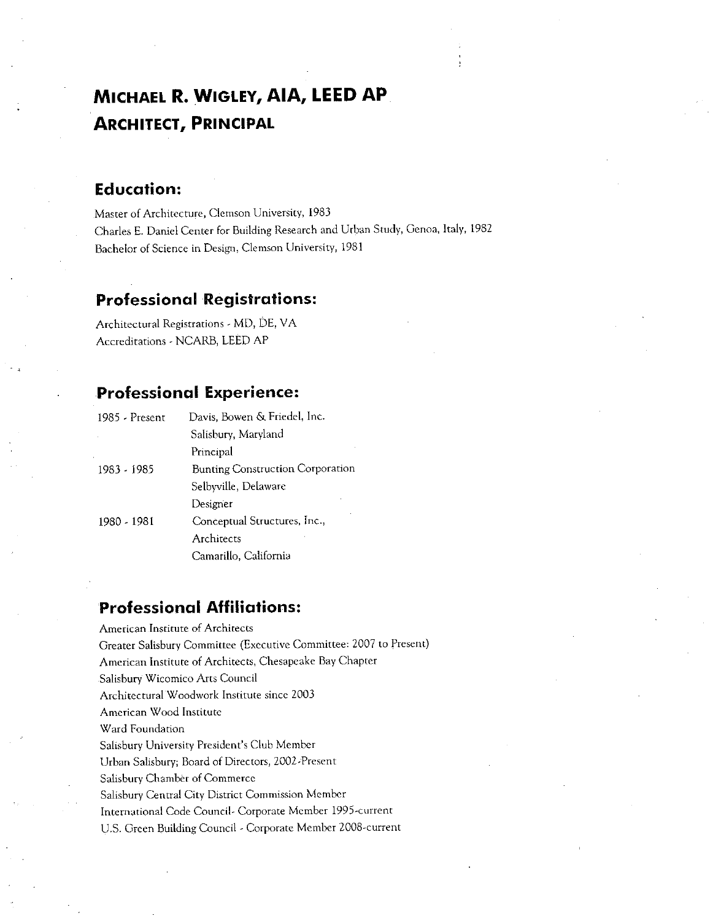# Michael R. Wigley, AIA, LEED AP
# Architect, Principal

## Education:

Master of Architecture, Clemson University, 1983
Charles E. Daniel Center for Building Research and Urban Study, Genoa, Italy, 1982
Bachelor of Science in Design, Clemson University, 1981

## Professional Registrations:

Architectural Registrations - MD, DE, VA
Accreditations - NCARB, LEED AP

## Professional Experience:

| | |
|---|---|
| 1985 - Present | Davis, Bowen & Friedel, Inc.<br>Salisbury, Maryland<br>Principal |
| 1983 - 1985 | Bunting Construction Corporation<br>Selbyville, Delaware<br>Designer |
| 1980 - 1981 | Conceptual Structures, Inc.,<br>Architects<br>Camarillo, California |

## Professional Affiliations:

American Institute of Architects
Greater Salisbury Committee (Executive Committee: 2007 to Present)
American Institute of Architects, Chesapeake Bay Chapter
Salisbury Wicomico Arts Council
Architectural Woodwork Institute since 2003
American Wood Institute
Ward Foundation
Salisbury University President's Club Member
Urban Salisbury; Board of Directors, 2002-Present
Salisbury Chamber of Commerce
Salisbury Central City District Commission Member
International Code Council- Corporate Member 1995-current
U.S. Green Building Council - Corporate Member 2008-current